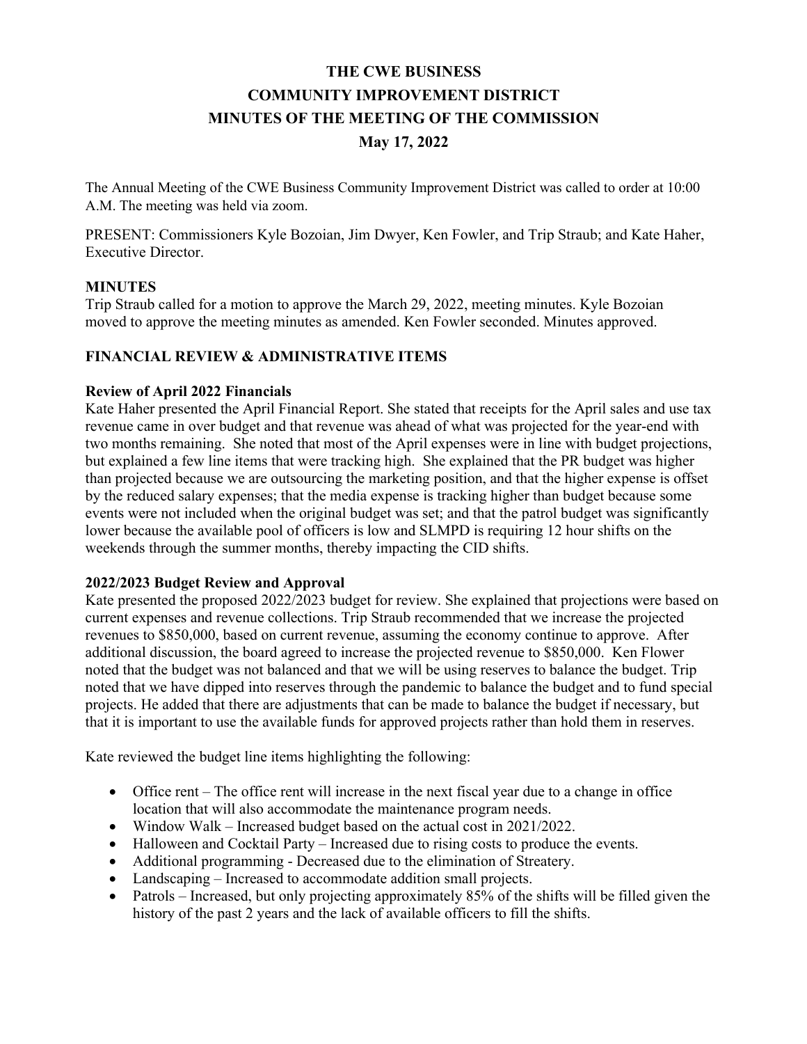# THE CWE BUSINESS
# COMMUNITY IMPROVEMENT DISTRICT
# MINUTES OF THE MEETING OF THE COMMISSION
# May 17, 2022

The Annual Meeting of the CWE Business Community Improvement District was called to order at 10:00 A.M. The meeting was held via zoom.

PRESENT: Commissioners Kyle Bozoian, Jim Dwyer, Ken Fowler, and Trip Straub; and Kate Haher, Executive Director.

## MINUTES

Trip Straub called for a motion to approve the March 29, 2022, meeting minutes. Kyle Bozoian moved to approve the meeting minutes as amended. Ken Fowler seconded. Minutes approved.

## FINANCIAL REVIEW & ADMINISTRATIVE ITEMS

### Review of April 2022 Financials

Kate Haher presented the April Financial Report. She stated that receipts for the April sales and use tax revenue came in over budget and that revenue was ahead of what was projected for the year-end with two months remaining. She noted that most of the April expenses were in line with budget projections, but explained a few line items that were tracking high. She explained that the PR budget was higher than projected because we are outsourcing the marketing position, and that the higher expense is offset by the reduced salary expenses; that the media expense is tracking higher than budget because some events were not included when the original budget was set; and that the patrol budget was significantly lower because the available pool of officers is low and SLMPD is requiring 12 hour shifts on the weekends through the summer months, thereby impacting the CID shifts.

### 2022/2023 Budget Review and Approval

Kate presented the proposed 2022/2023 budget for review. She explained that projections were based on current expenses and revenue collections. Trip Straub recommended that we increase the projected revenues to $850,000, based on current revenue, assuming the economy continue to approve. After additional discussion, the board agreed to increase the projected revenue to $850,000. Ken Flower noted that the budget was not balanced and that we will be using reserves to balance the budget. Trip noted that we have dipped into reserves through the pandemic to balance the budget and to fund special projects. He added that there are adjustments that can be made to balance the budget if necessary, but that it is important to use the available funds for approved projects rather than hold them in reserves.

Kate reviewed the budget line items highlighting the following:

- Office rent – The office rent will increase in the next fiscal year due to a change in office location that will also accommodate the maintenance program needs.
- Window Walk – Increased budget based on the actual cost in 2021/2022.
- Halloween and Cocktail Party – Increased due to rising costs to produce the events.
- Additional programming - Decreased due to the elimination of Streatery.
- Landscaping – Increased to accommodate addition small projects.
- Patrols – Increased, but only projecting approximately 85% of the shifts will be filled given the history of the past 2 years and the lack of available officers to fill the shifts.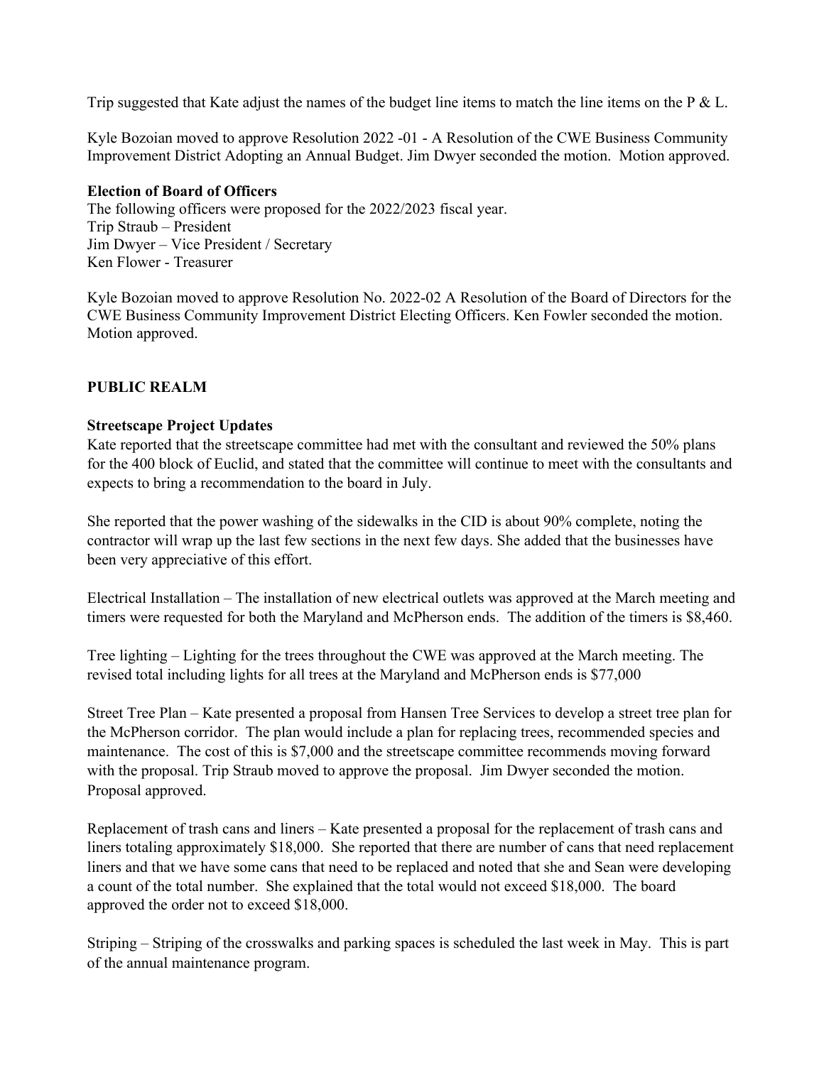Trip suggested that Kate adjust the names of the budget line items to match the line items on the P & L.

Kyle Bozoian moved to approve Resolution 2022 -01 - A Resolution of the CWE Business Community Improvement District Adopting an Annual Budget. Jim Dwyer seconded the motion. Motion approved.

**Election of Board of Officers**
The following officers were proposed for the 2022/2023 fiscal year.
Trip Straub – President
Jim Dwyer – Vice President / Secretary
Ken Flower - Treasurer

Kyle Bozoian moved to approve Resolution No. 2022-02 A Resolution of the Board of Directors for the CWE Business Community Improvement District Electing Officers. Ken Fowler seconded the motion. Motion approved.

## PUBLIC REALM

**Streetscape Project Updates**
Kate reported that the streetscape committee had met with the consultant and reviewed the 50% plans for the 400 block of Euclid, and stated that the committee will continue to meet with the consultants and expects to bring a recommendation to the board in July.

She reported that the power washing of the sidewalks in the CID is about 90% complete, noting the contractor will wrap up the last few sections in the next few days. She added that the businesses have been very appreciative of this effort.

Electrical Installation – The installation of new electrical outlets was approved at the March meeting and timers were requested for both the Maryland and McPherson ends. The addition of the timers is $8,460.

Tree lighting – Lighting for the trees throughout the CWE was approved at the March meeting. The revised total including lights for all trees at the Maryland and McPherson ends is $77,000

Street Tree Plan – Kate presented a proposal from Hansen Tree Services to develop a street tree plan for the McPherson corridor. The plan would include a plan for replacing trees, recommended species and maintenance. The cost of this is $7,000 and the streetscape committee recommends moving forward with the proposal. Trip Straub moved to approve the proposal. Jim Dwyer seconded the motion. Proposal approved.

Replacement of trash cans and liners – Kate presented a proposal for the replacement of trash cans and liners totaling approximately $18,000. She reported that there are number of cans that need replacement liners and that we have some cans that need to be replaced and noted that she and Sean were developing a count of the total number. She explained that the total would not exceed $18,000. The board approved the order not to exceed $18,000.

Striping – Striping of the crosswalks and parking spaces is scheduled the last week in May. This is part of the annual maintenance program.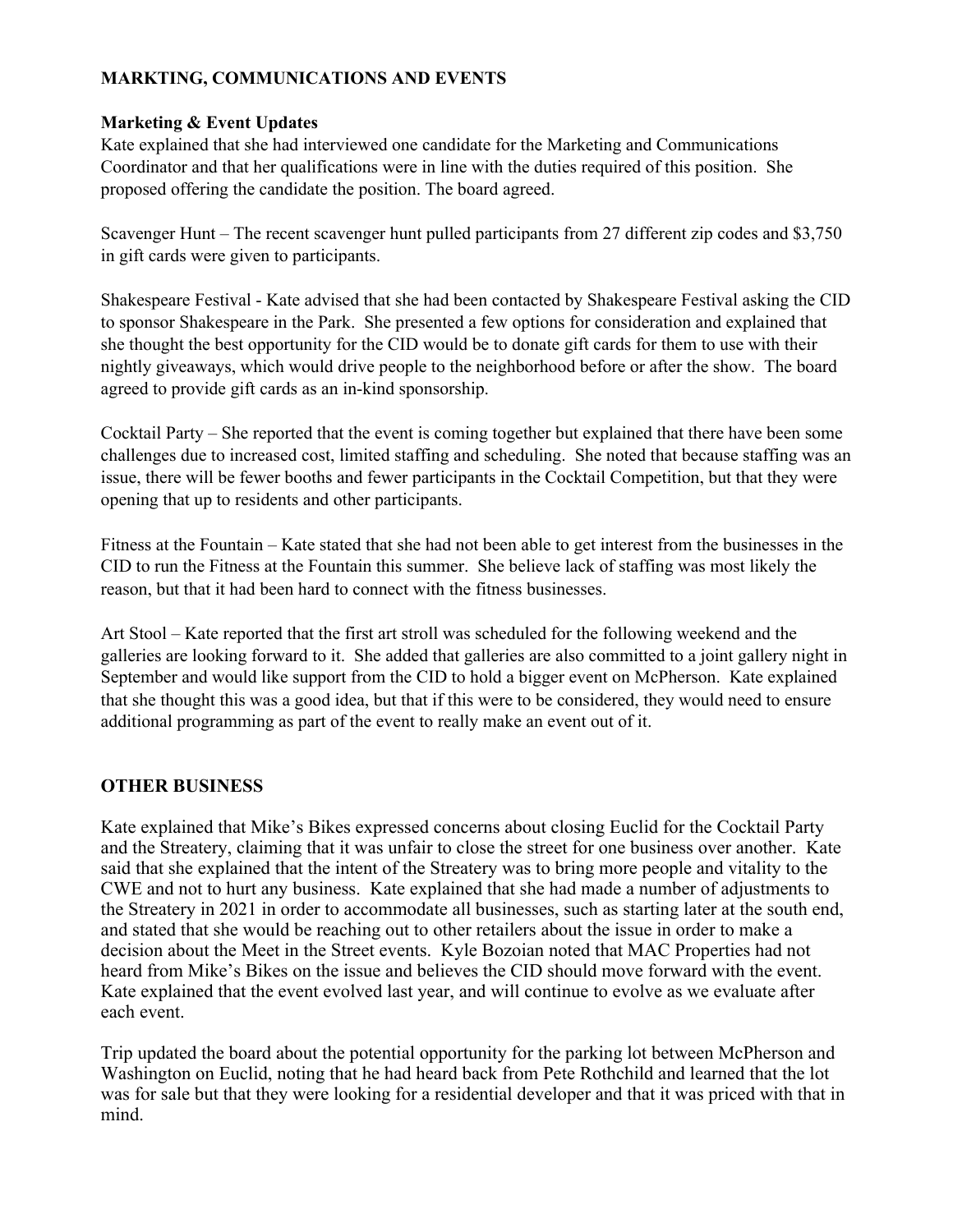## MARKTING, COMMUNICATIONS AND EVENTS

### Marketing & Event Updates

Kate explained that she had interviewed one candidate for the Marketing and Communications Coordinator and that her qualifications were in line with the duties required of this position. She proposed offering the candidate the position. The board agreed.

Scavenger Hunt – The recent scavenger hunt pulled participants from 27 different zip codes and $3,750 in gift cards were given to participants.

Shakespeare Festival - Kate advised that she had been contacted by Shakespeare Festival asking the CID to sponsor Shakespeare in the Park. She presented a few options for consideration and explained that she thought the best opportunity for the CID would be to donate gift cards for them to use with their nightly giveaways, which would drive people to the neighborhood before or after the show. The board agreed to provide gift cards as an in-kind sponsorship.

Cocktail Party – She reported that the event is coming together but explained that there have been some challenges due to increased cost, limited staffing and scheduling. She noted that because staffing was an issue, there will be fewer booths and fewer participants in the Cocktail Competition, but that they were opening that up to residents and other participants.

Fitness at the Fountain – Kate stated that she had not been able to get interest from the businesses in the CID to run the Fitness at the Fountain this summer. She believe lack of staffing was most likely the reason, but that it had been hard to connect with the fitness businesses.

Art Stool – Kate reported that the first art stroll was scheduled for the following weekend and the galleries are looking forward to it. She added that galleries are also committed to a joint gallery night in September and would like support from the CID to hold a bigger event on McPherson. Kate explained that she thought this was a good idea, but that if this were to be considered, they would need to ensure additional programming as part of the event to really make an event out of it.

## OTHER BUSINESS

Kate explained that Mike's Bikes expressed concerns about closing Euclid for the Cocktail Party and the Streatery, claiming that it was unfair to close the street for one business over another. Kate said that she explained that the intent of the Streatery was to bring more people and vitality to the CWE and not to hurt any business. Kate explained that she had made a number of adjustments to the Streatery in 2021 in order to accommodate all businesses, such as starting later at the south end, and stated that she would be reaching out to other retailers about the issue in order to make a decision about the Meet in the Street events. Kyle Bozoian noted that MAC Properties had not heard from Mike's Bikes on the issue and believes the CID should move forward with the event. Kate explained that the event evolved last year, and will continue to evolve as we evaluate after each event.

Trip updated the board about the potential opportunity for the parking lot between McPherson and Washington on Euclid, noting that he had heard back from Pete Rothchild and learned that the lot was for sale but that they were looking for a residential developer and that it was priced with that in mind.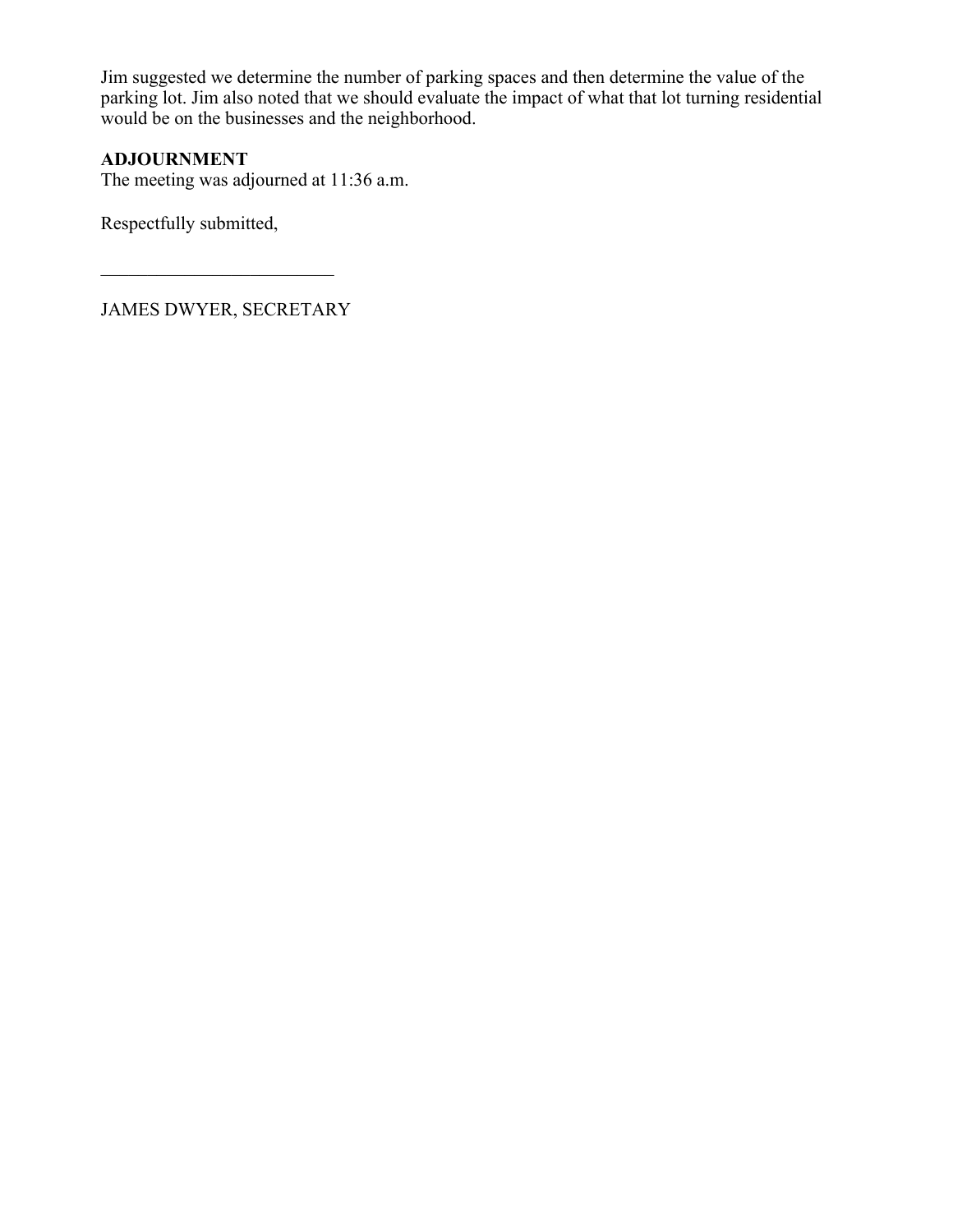Jim suggested we determine the number of parking spaces and then determine the value of the parking lot. Jim also noted that we should evaluate the impact of what that lot turning residential would be on the businesses and the neighborhood.

**ADJOURNMENT**
The meeting was adjourned at 11:36 a.m.

Respectfully submitted,

\_\_\_\_\_\_\_\_\_\_\_\_\_\_\_\_\_\_\_\_\_\_\_\_\_

JAMES DWYER, SECRETARY